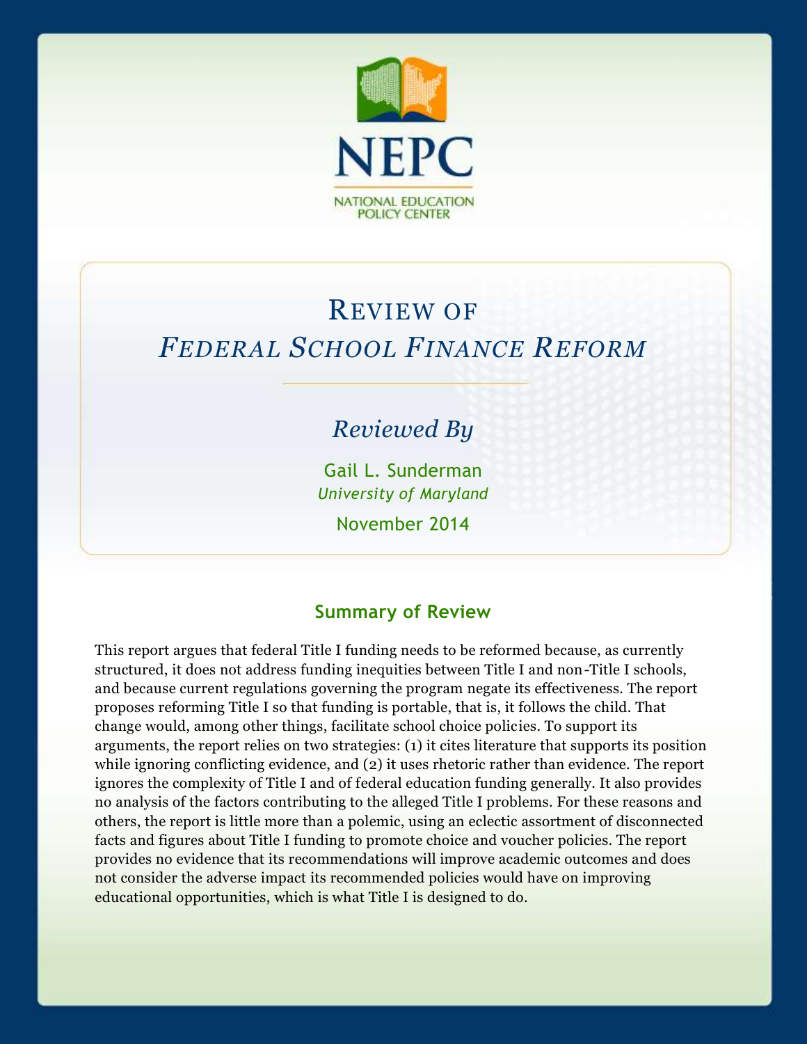NEPC

NATIONAL EDUCATION POLICY CENTER

# Review of *Federal School Finance Reform*

*Reviewed By*

Gail L. Sunderman

*University of Maryland*

November 2014

## Summary of Review

This report argues that federal Title I funding needs to be reformed because, as currently structured, it does not address funding inequities between Title I and non-Title I schools, and because current regulations governing the program negate its effectiveness. The report proposes reforming Title I so that funding is portable, that is, it follows the child. That change would, among other things, facilitate school choice policies. To support its arguments, the report relies on two strategies: (1) it cites literature that supports its position while ignoring conflicting evidence, and (2) it uses rhetoric rather than evidence. The report ignores the complexity of Title I and of federal education funding generally. It also provides no analysis of the factors contributing to the alleged Title I problems. For these reasons and others, the report is little more than a polemic, using an eclectic assortment of disconnected facts and figures about Title I funding to promote choice and voucher policies. The report provides no evidence that its recommendations will improve academic outcomes and does not consider the adverse impact its recommended policies would have on improving educational opportunities, which is what Title I is designed to do.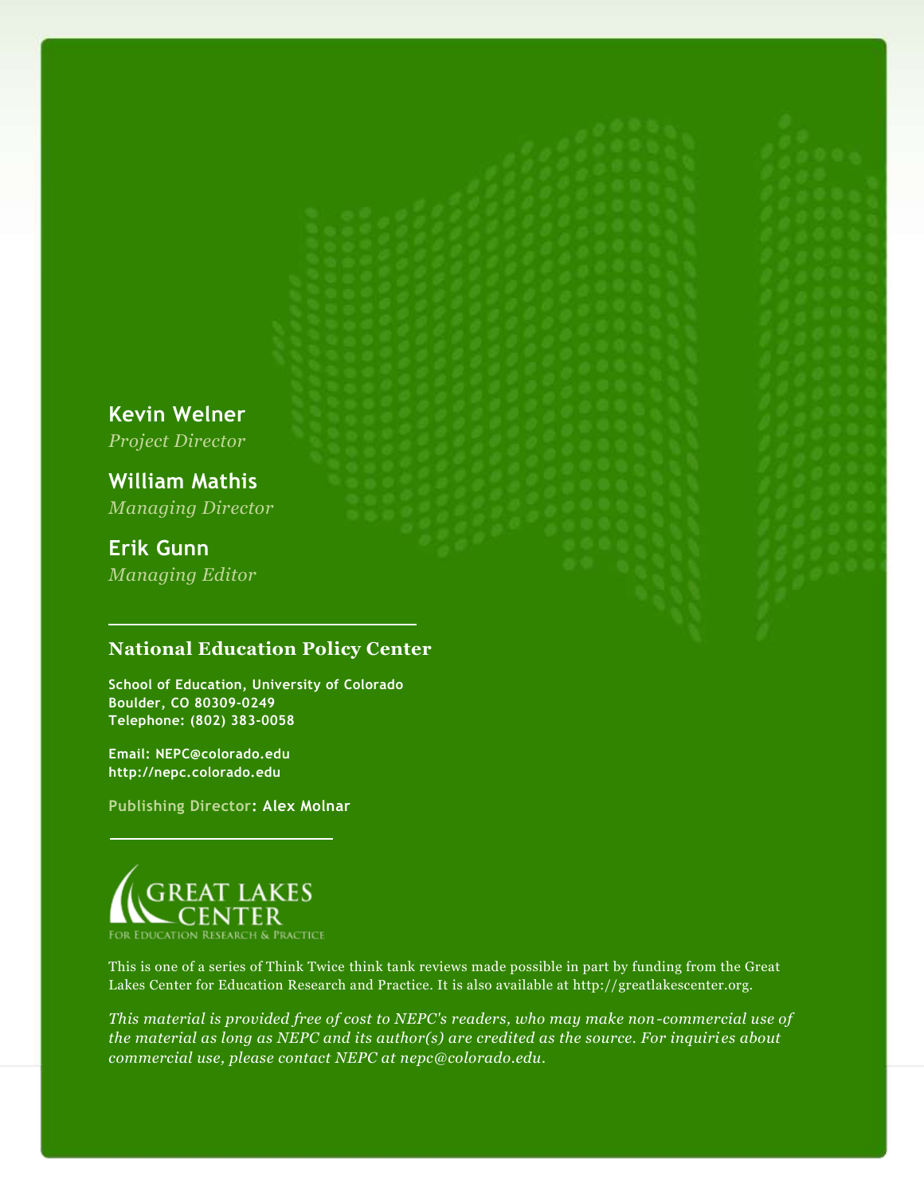**Kevin Welner**
*Project Director*

**William Mathis**
*Managing Director*

**Erik Gunn**
*Managing Editor*

---

**National Education Policy Center**

**School of Education, University of Colorado**
**Boulder, CO 80309-0249**
**Telephone: (802) 383-0058**

**Email: NEPC@colorado.edu**
**http://nepc.colorado.edu**

**Publishing Director: Alex Molnar**

---

GREAT LAKES CENTER
FOR EDUCATION RESEARCH & PRACTICE

This is one of a series of Think Twice think tank reviews made possible in part by funding from the Great Lakes Center for Education Research and Practice. It is also available at http://greatlakescenter.org.

*This material is provided free of cost to NEPC's readers, who may make non-commercial use of the material as long as NEPC and its author(s) are credited as the source. For inquiries about commercial use, please contact NEPC at nepc@colorado.edu.*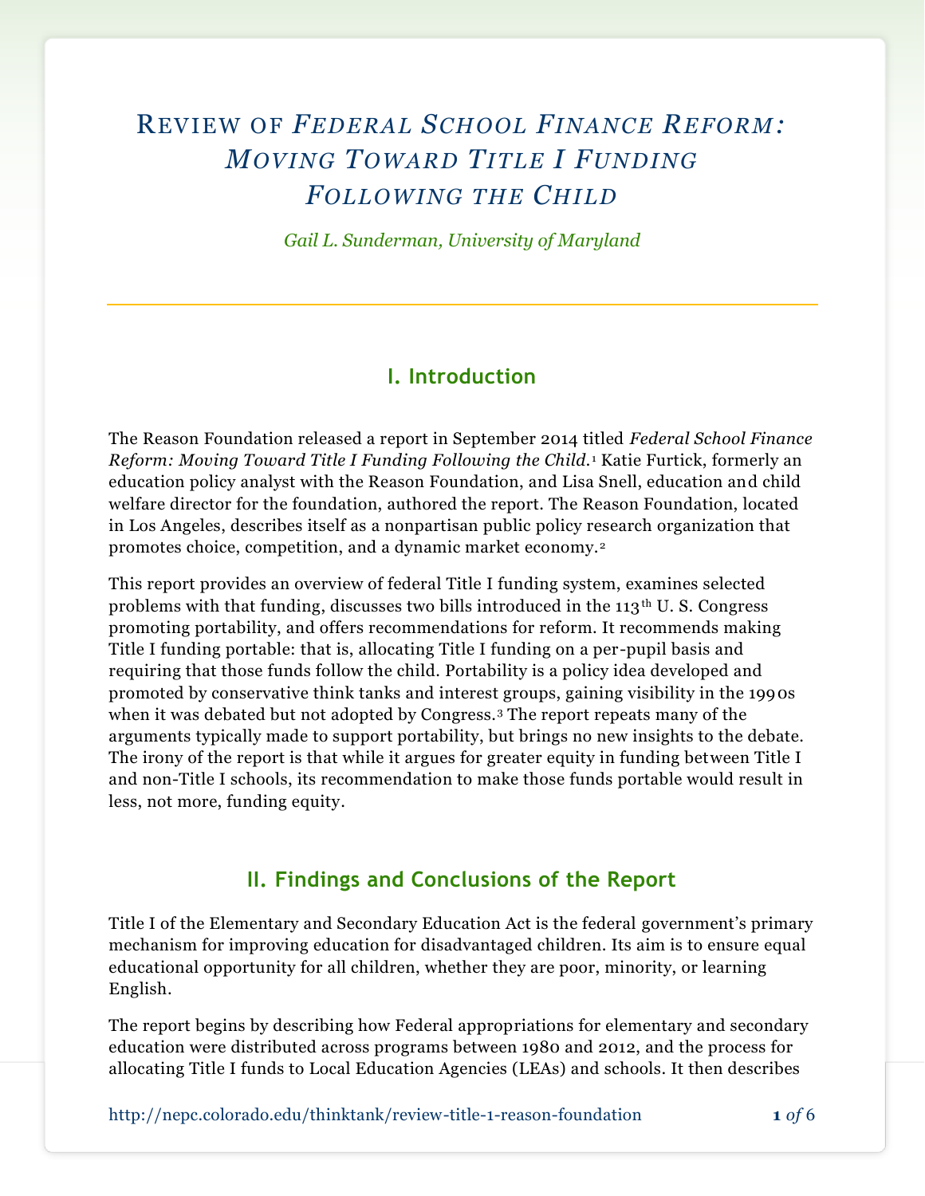# Review of *Federal School Finance Reform: Moving Toward Title I Funding Following the Child*

*Gail L. Sunderman, University of Maryland*

## I. Introduction

The Reason Foundation released a report in September 2014 titled *Federal School Finance Reform: Moving Toward Title I Funding Following the Child*.[1] Katie Furtick, formerly an education policy analyst with the Reason Foundation, and Lisa Snell, education and child welfare director for the foundation, authored the report. The Reason Foundation, located in Los Angeles, describes itself as a nonpartisan public policy research organization that promotes choice, competition, and a dynamic market economy.[2]

This report provides an overview of federal Title I funding system, examines selected problems with that funding, discusses two bills introduced in the 113th U. S. Congress promoting portability, and offers recommendations for reform. It recommends making Title I funding portable: that is, allocating Title I funding on a per-pupil basis and requiring that those funds follow the child. Portability is a policy idea developed and promoted by conservative think tanks and interest groups, gaining visibility in the 1990s when it was debated but not adopted by Congress.[3] The report repeats many of the arguments typically made to support portability, but brings no new insights to the debate. The irony of the report is that while it argues for greater equity in funding between Title I and non-Title I schools, its recommendation to make those funds portable would result in less, not more, funding equity.

## II. Findings and Conclusions of the Report

Title I of the Elementary and Secondary Education Act is the federal government's primary mechanism for improving education for disadvantaged children. Its aim is to ensure equal educational opportunity for all children, whether they are poor, minority, or learning English.

The report begins by describing how Federal appropriations for elementary and secondary education were distributed across programs between 1980 and 2012, and the process for allocating Title I funds to Local Education Agencies (LEAs) and schools. It then describes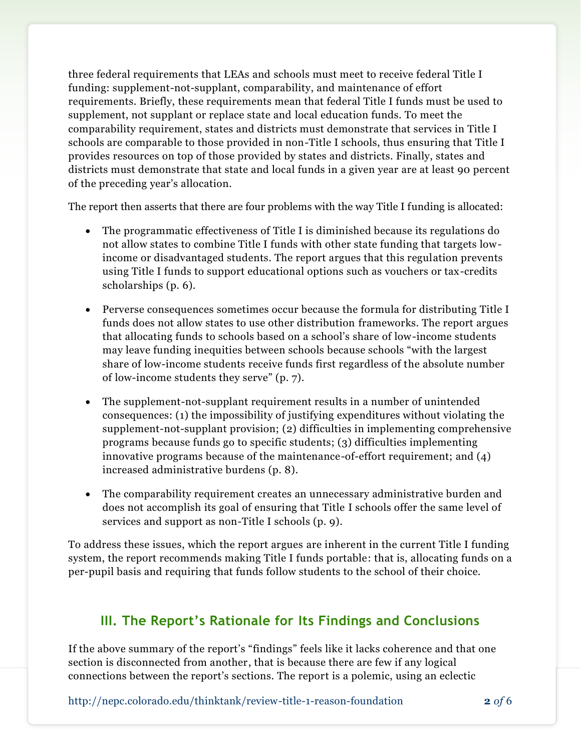three federal requirements that LEAs and schools must meet to receive federal Title I funding: supplement-not-supplant, comparability, and maintenance of effort requirements. Briefly, these requirements mean that federal Title I funds must be used to supplement, not supplant or replace state and local education funds. To meet the comparability requirement, states and districts must demonstrate that services in Title I schools are comparable to those provided in non-Title I schools, thus ensuring that Title I provides resources on top of those provided by states and districts. Finally, states and districts must demonstrate that state and local funds in a given year are at least 90 percent of the preceding year's allocation.

The report then asserts that there are four problems with the way Title I funding is allocated:

- The programmatic effectiveness of Title I is diminished because its regulations do not allow states to combine Title I funds with other state funding that targets low-income or disadvantaged students. The report argues that this regulation prevents using Title I funds to support educational options such as vouchers or tax-credits scholarships (p. 6).
- Perverse consequences sometimes occur because the formula for distributing Title I funds does not allow states to use other distribution frameworks. The report argues that allocating funds to schools based on a school's share of low-income students may leave funding inequities between schools because schools "with the largest share of low-income students receive funds first regardless of the absolute number of low-income students they serve" (p. 7).
- The supplement-not-supplant requirement results in a number of unintended consequences: (1) the impossibility of justifying expenditures without violating the supplement-not-supplant provision; (2) difficulties in implementing comprehensive programs because funds go to specific students; (3) difficulties implementing innovative programs because of the maintenance-of-effort requirement; and (4) increased administrative burdens (p. 8).
- The comparability requirement creates an unnecessary administrative burden and does not accomplish its goal of ensuring that Title I schools offer the same level of services and support as non-Title I schools (p. 9).

To address these issues, which the report argues are inherent in the current Title I funding system, the report recommends making Title I funds portable: that is, allocating funds on a per-pupil basis and requiring that funds follow students to the school of their choice.

## III. The Report's Rationale for Its Findings and Conclusions

If the above summary of the report's "findings" feels like it lacks coherence and that one section is disconnected from another, that is because there are few if any logical connections between the report's sections. The report is a polemic, using an eclectic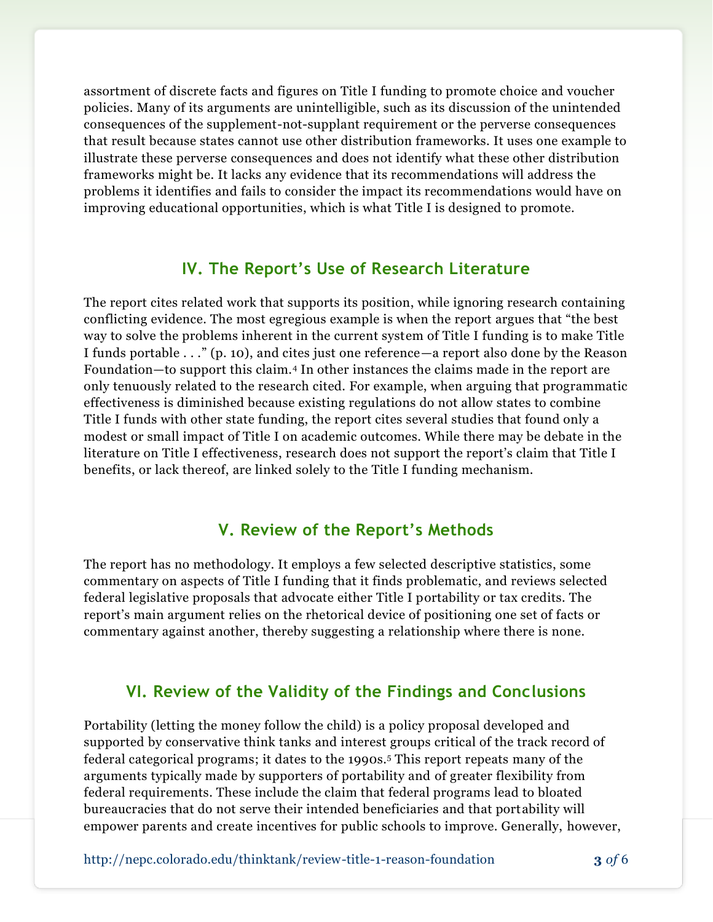assortment of discrete facts and figures on Title I funding to promote choice and voucher policies. Many of its arguments are unintelligible, such as its discussion of the unintended consequences of the supplement-not-supplant requirement or the perverse consequences that result because states cannot use other distribution frameworks. It uses one example to illustrate these perverse consequences and does not identify what these other distribution frameworks might be. It lacks any evidence that its recommendations will address the problems it identifies and fails to consider the impact its recommendations would have on improving educational opportunities, which is what Title I is designed to promote.

## IV. The Report's Use of Research Literature

The report cites related work that supports its position, while ignoring research containing conflicting evidence. The most egregious example is when the report argues that "the best way to solve the problems inherent in the current system of Title I funding is to make Title I funds portable . . ." (p. 10), and cites just one reference—a report also done by the Reason Foundation—to support this claim.[4] In other instances the claims made in the report are only tenuously related to the research cited. For example, when arguing that programmatic effectiveness is diminished because existing regulations do not allow states to combine Title I funds with other state funding, the report cites several studies that found only a modest or small impact of Title I on academic outcomes. While there may be debate in the literature on Title I effectiveness, research does not support the report's claim that Title I benefits, or lack thereof, are linked solely to the Title I funding mechanism.

## V. Review of the Report's Methods

The report has no methodology. It employs a few selected descriptive statistics, some commentary on aspects of Title I funding that it finds problematic, and reviews selected federal legislative proposals that advocate either Title I portability or tax credits. The report's main argument relies on the rhetorical device of positioning one set of facts or commentary against another, thereby suggesting a relationship where there is none.

## VI. Review of the Validity of the Findings and Conclusions

Portability (letting the money follow the child) is a policy proposal developed and supported by conservative think tanks and interest groups critical of the track record of federal categorical programs; it dates to the 1990s.[5] This report repeats many of the arguments typically made by supporters of portability and of greater flexibility from federal requirements. These include the claim that federal programs lead to bloated bureaucracies that do not serve their intended beneficiaries and that portability will empower parents and create incentives for public schools to improve. Generally, however,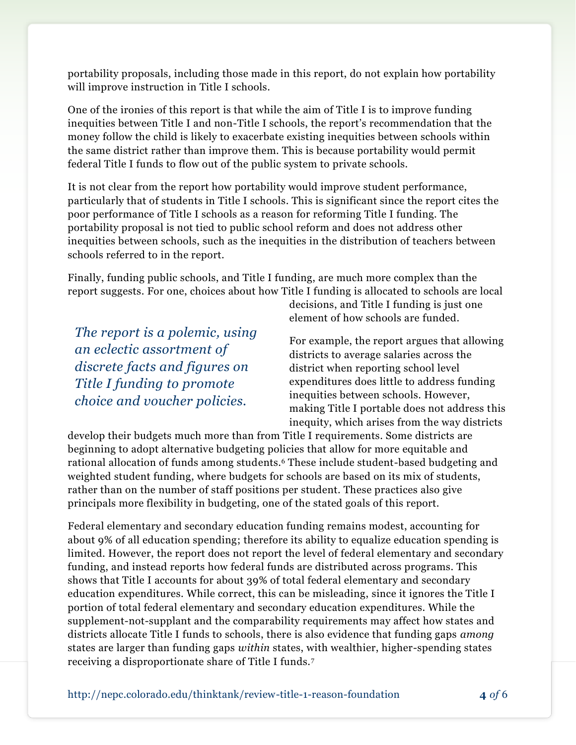portability proposals, including those made in this report, do not explain how portability will improve instruction in Title I schools.

One of the ironies of this report is that while the aim of Title I is to improve funding inequities between Title I and non-Title I schools, the report's recommendation that the money follow the child is likely to exacerbate existing inequities between schools within the same district rather than improve them. This is because portability would permit federal Title I funds to flow out of the public system to private schools.

It is not clear from the report how portability would improve student performance, particularly that of students in Title I schools. This is significant since the report cites the poor performance of Title I schools as a reason for reforming Title I funding. The portability proposal is not tied to public school reform and does not address other inequities between schools, such as the inequities in the distribution of teachers between schools referred to in the report.

Finally, funding public schools, and Title I funding, are much more complex than the report suggests. For one, choices about how Title I funding is allocated to schools are local decisions, and Title I funding is just one element of how schools are funded.

*The report is a polemic, using an eclectic assortment of discrete facts and figures on Title I funding to promote choice and voucher policies.*

For example, the report argues that allowing districts to average salaries across the district when reporting school level expenditures does little to address funding inequities between schools. However, making Title I portable does not address this inequity, which arises from the way districts develop their budgets much more than from Title I requirements. Some districts are beginning to adopt alternative budgeting policies that allow for more equitable and rational allocation of funds among students.[6] These include student-based budgeting and weighted student funding, where budgets for schools are based on its mix of students, rather than on the number of staff positions per student. These practices also give principals more flexibility in budgeting, one of the stated goals of this report.

Federal elementary and secondary education funding remains modest, accounting for about 9% of all education spending; therefore its ability to equalize education spending is limited. However, the report does not report the level of federal elementary and secondary funding, and instead reports how federal funds are distributed across programs. This shows that Title I accounts for about 39% of total federal elementary and secondary education expenditures. While correct, this can be misleading, since it ignores the Title I portion of total federal elementary and secondary education expenditures. While the supplement-not-supplant and the comparability requirements may affect how states and districts allocate Title I funds to schools, there is also evidence that funding gaps *among* states are larger than funding gaps *within* states, with wealthier, higher-spending states receiving a disproportionate share of Title I funds.[7]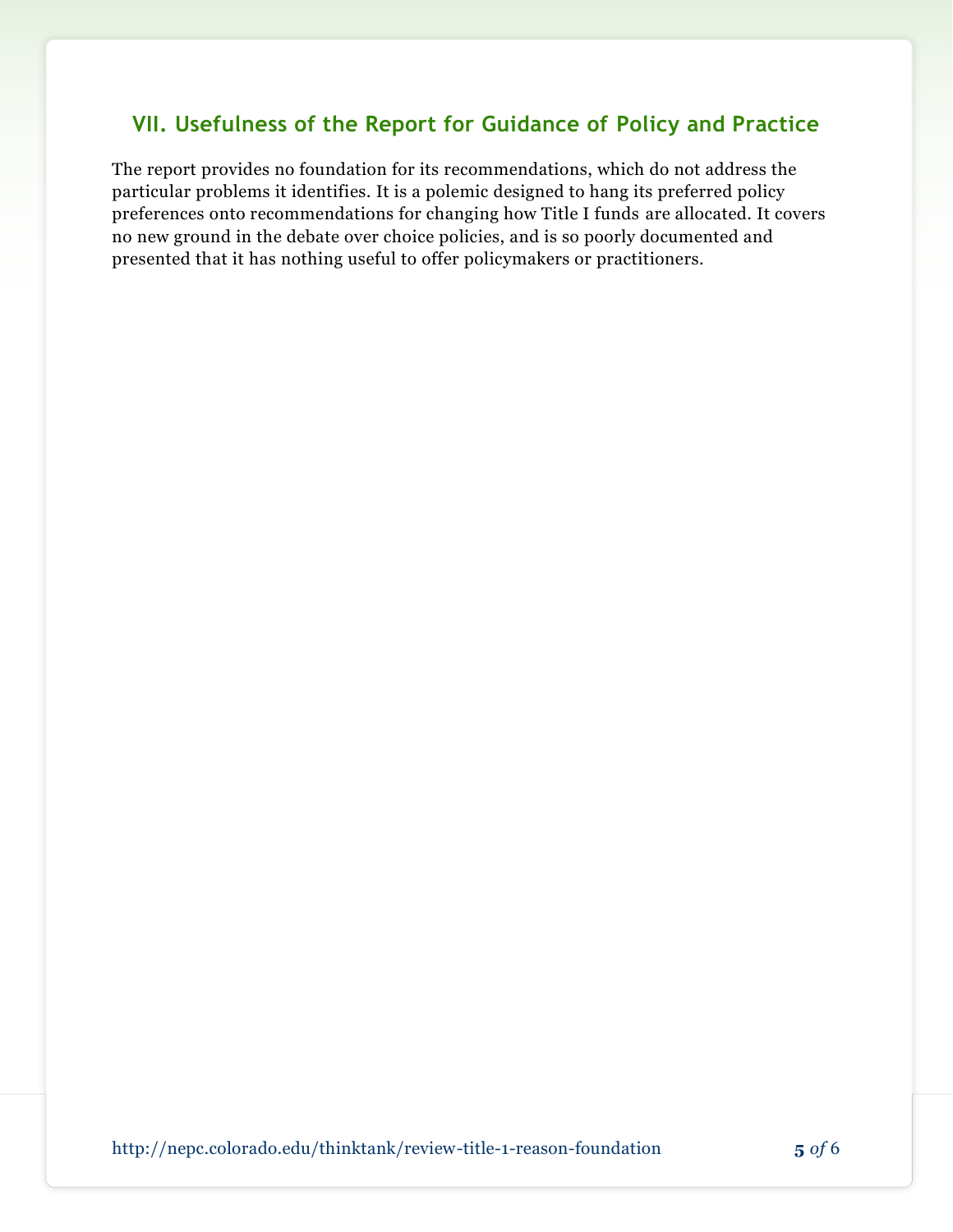## VII. Usefulness of the Report for Guidance of Policy and Practice

The report provides no foundation for its recommendations, which do not address the particular problems it identifies. It is a polemic designed to hang its preferred policy preferences onto recommendations for changing how Title I funds are allocated. It covers no new ground in the debate over choice policies, and is so poorly documented and presented that it has nothing useful to offer policymakers or practitioners.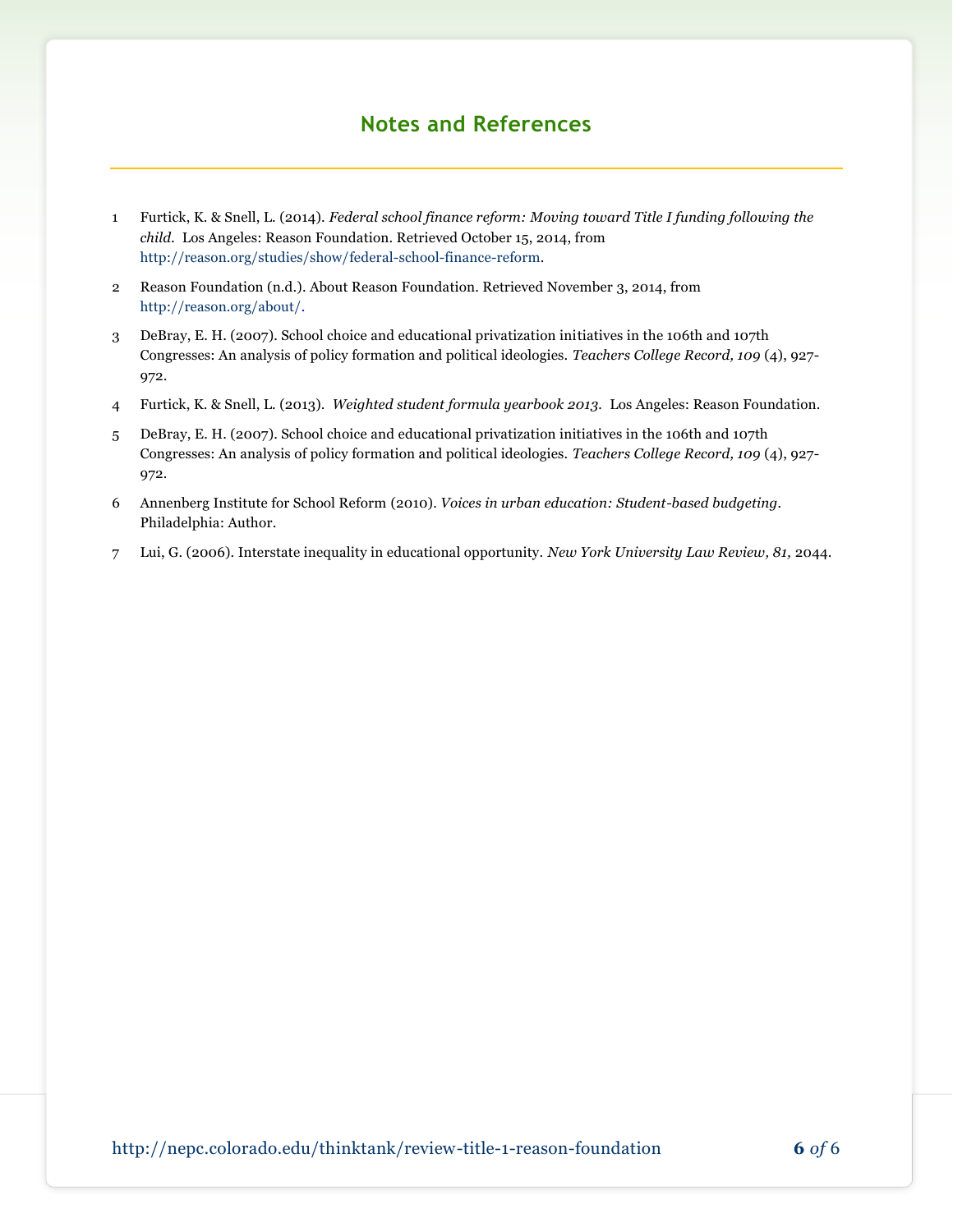## Notes and References

1 Furtick, K. & Snell, L. (2014). *Federal school finance reform: Moving toward Title I funding following the child.* Los Angeles: Reason Foundation. Retrieved October 15, 2014, from http://reason.org/studies/show/federal-school-finance-reform.

2 Reason Foundation (n.d.). About Reason Foundation. Retrieved November 3, 2014, from http://reason.org/about/.

3 DeBray, E. H. (2007). School choice and educational privatization initiatives in the 106th and 107th Congresses: An analysis of policy formation and political ideologies. *Teachers College Record, 109* (4), 927-972.

4 Furtick, K. & Snell, L. (2013). *Weighted student formula yearbook 2013.* Los Angeles: Reason Foundation.

5 DeBray, E. H. (2007). School choice and educational privatization initiatives in the 106th and 107th Congresses: An analysis of policy formation and political ideologies. *Teachers College Record, 109* (4), 927-972.

6 Annenberg Institute for School Reform (2010). *Voices in urban education: Student-based budgeting*. Philadelphia: Author.

7 Lui, G. (2006). Interstate inequality in educational opportunity. *New York University Law Review, 81,* 2044.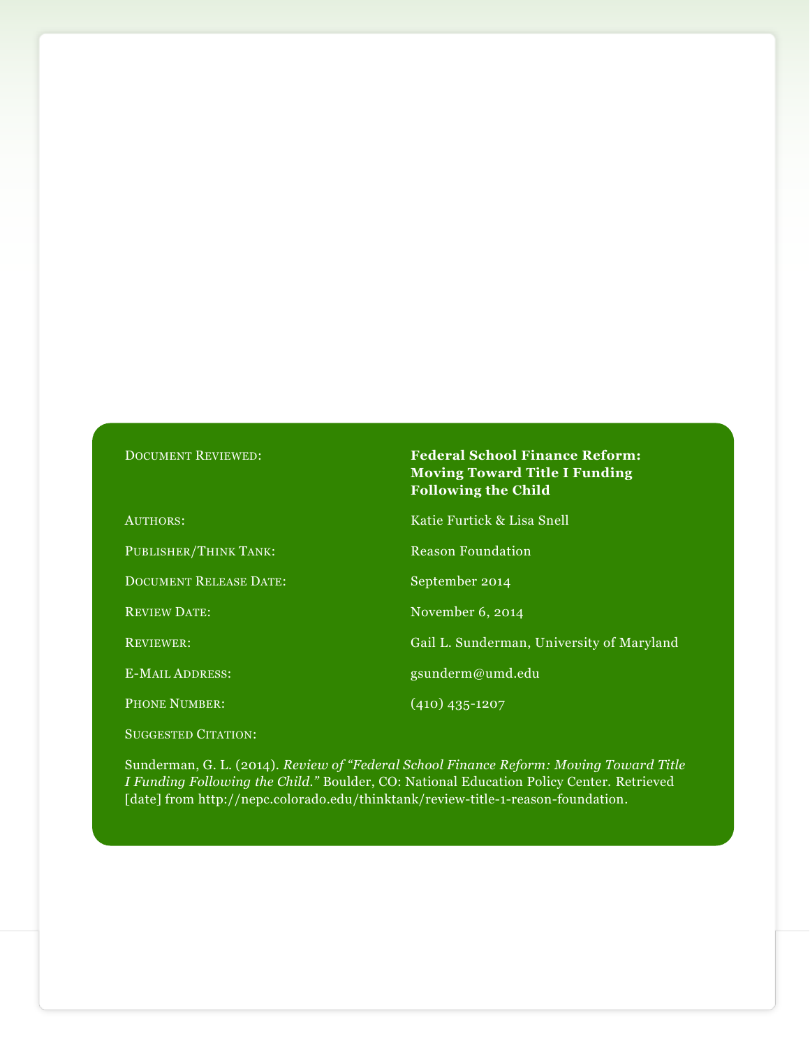| | |
|---|---|
| Document Reviewed: | **Federal School Finance Reform: Moving Toward Title I Funding Following the Child** |
| Authors: | Katie Furtick & Lisa Snell |
| Publisher/Think Tank: | Reason Foundation |
| Document Release Date: | September 2014 |
| Review Date: | November 6, 2014 |
| Reviewer: | Gail L. Sunderman, University of Maryland |
| E-Mail Address: | gsunderm@umd.edu |
| Phone Number: | (410) 435-1207 |

Suggested Citation:

Sunderman, G. L. (2014). *Review of "Federal School Finance Reform: Moving Toward Title I Funding Following the Child."* Boulder, CO: National Education Policy Center. Retrieved [date] from http://nepc.colorado.edu/thinktank/review-title-1-reason-foundation.